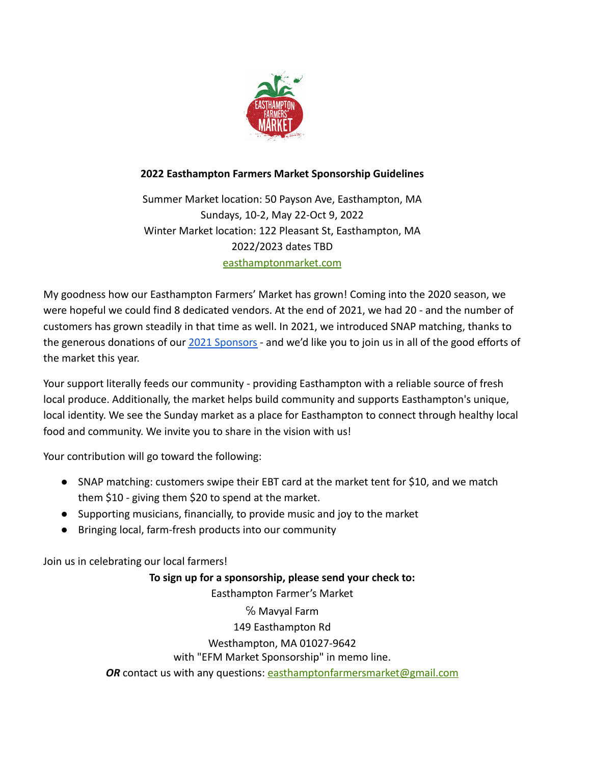**2022 Easthampton Farmers Market Sponsorship Guidelines**

Summer Market location: 50 Payson Ave, Easthampton, MA
Sundays, 10-2, May 22-Oct 9, 2022
Winter Market location: 122 Pleasant St, Easthampton, MA
2022/2023 dates TBD
easthamptonmarket.com

My goodness how our Easthampton Farmers' Market has grown! Coming into the 2020 season, we were hopeful we could find 8 dedicated vendors. At the end of 2021, we had 20 - and the number of customers has grown steadily in that time as well. In 2021, we introduced SNAP matching, thanks to the generous donations of our 2021 Sponsors - and we'd like you to join us in all of the good efforts of the market this year.

Your support literally feeds our community - providing Easthampton with a reliable source of fresh local produce. Additionally, the market helps build community and supports Easthampton's unique, local identity. We see the Sunday market as a place for Easthampton to connect through healthy local food and community. We invite you to share in the vision with us!

Your contribution will go toward the following:

- SNAP matching: customers swipe their EBT card at the market tent for $10, and we match them $10 - giving them $20 to spend at the market.
- Supporting musicians, financially, to provide music and joy to the market
- Bringing local, farm-fresh products into our community

Join us in celebrating our local farmers!

**To sign up for a sponsorship, please send your check to:**
Easthampton Farmer's Market
℅ Mavyal Farm
149 Easthampton Rd
Westhampton, MA 01027-9642
with "EFM Market Sponsorship" in memo line.
***OR*** contact us with any questions: easthamptonfarmersmarket@gmail.com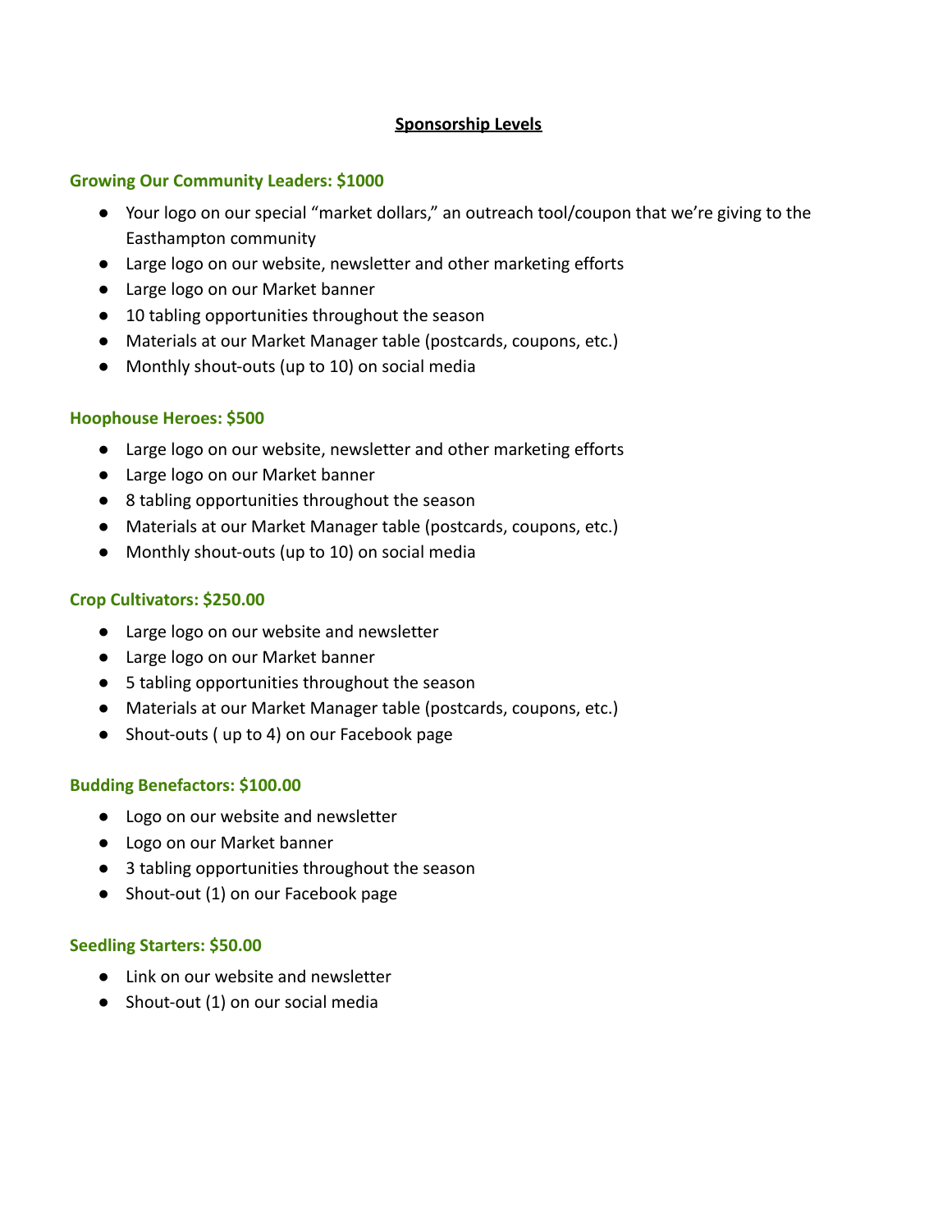## **Sponsorship Levels**

### Growing Our Community Leaders: $1000

- Your logo on our special "market dollars," an outreach tool/coupon that we're giving to the Easthampton community
- Large logo on our website, newsletter and other marketing efforts
- Large logo on our Market banner
- 10 tabling opportunities throughout the season
- Materials at our Market Manager table (postcards, coupons, etc.)
- Monthly shout-outs (up to 10) on social media

### Hoophouse Heroes: $500

- Large logo on our website, newsletter and other marketing efforts
- Large logo on our Market banner
- 8 tabling opportunities throughout the season
- Materials at our Market Manager table (postcards, coupons, etc.)
- Monthly shout-outs (up to 10) on social media

### Crop Cultivators: $250.00

- Large logo on our website and newsletter
- Large logo on our Market banner
- 5 tabling opportunities throughout the season
- Materials at our Market Manager table (postcards, coupons, etc.)
- Shout-outs ( up to 4) on our Facebook page

### Budding Benefactors: $100.00

- Logo on our website and newsletter
- Logo on our Market banner
- 3 tabling opportunities throughout the season
- Shout-out (1) on our Facebook page

### Seedling Starters: $50.00

- Link on our website and newsletter
- Shout-out (1) on our social media